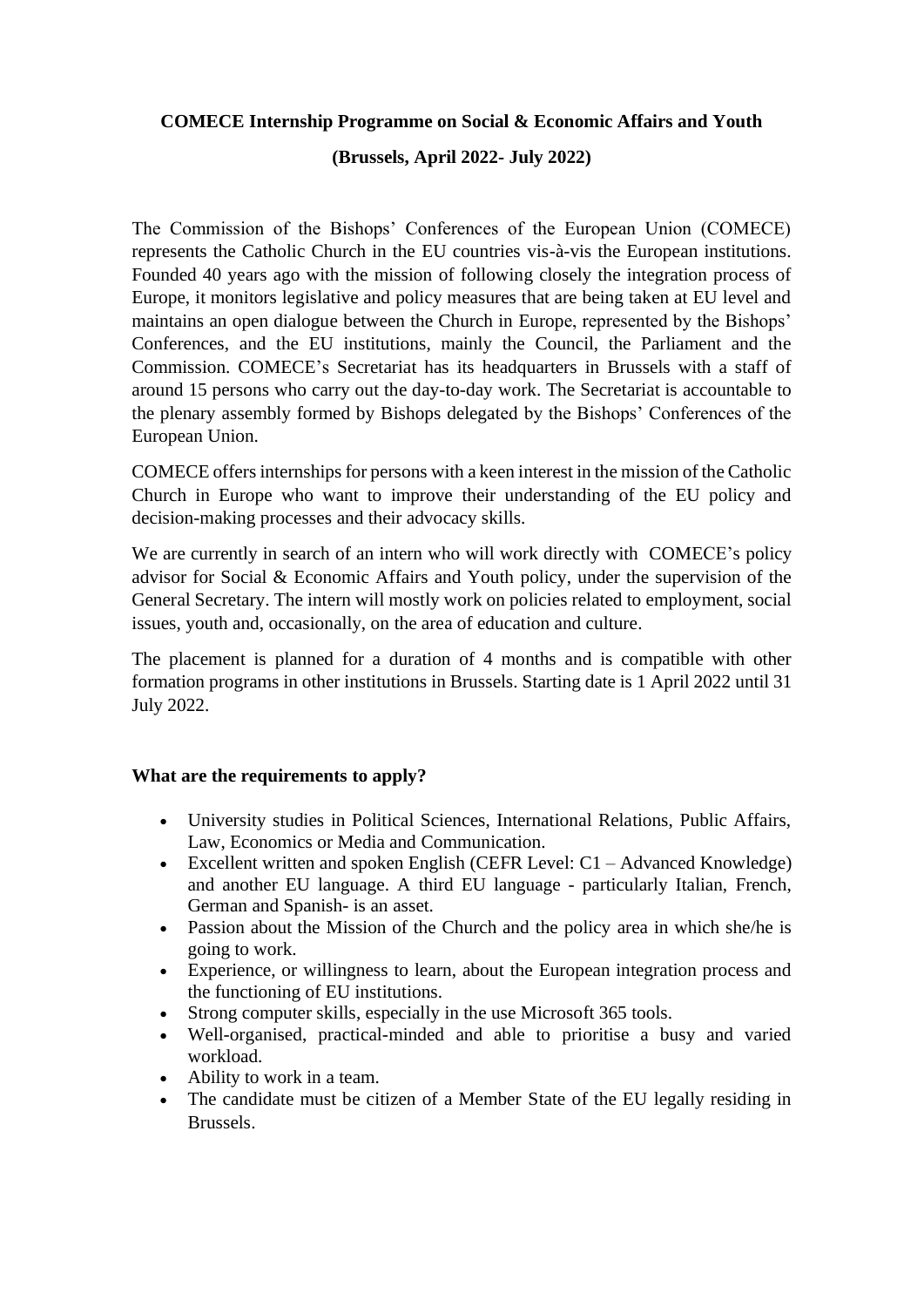# COMECE Internship Programme on Social & Economic Affairs and Youth

## (Brussels, April 2022- July 2022)

The Commission of the Bishops' Conferences of the European Union (COMECE) represents the Catholic Church in the EU countries vis-à-vis the European institutions. Founded 40 years ago with the mission of following closely the integration process of Europe, it monitors legislative and policy measures that are being taken at EU level and maintains an open dialogue between the Church in Europe, represented by the Bishops' Conferences, and the EU institutions, mainly the Council, the Parliament and the Commission. COMECE's Secretariat has its headquarters in Brussels with a staff of around 15 persons who carry out the day-to-day work. The Secretariat is accountable to the plenary assembly formed by Bishops delegated by the Bishops' Conferences of the European Union.

COMECE offers internships for persons with a keen interest in the mission of the Catholic Church in Europe who want to improve their understanding of the EU policy and decision-making processes and their advocacy skills.

We are currently in search of an intern who will work directly with COMECE's policy advisor for Social & Economic Affairs and Youth policy, under the supervision of the General Secretary. The intern will mostly work on policies related to employment, social issues, youth and, occasionally, on the area of education and culture.

The placement is planned for a duration of 4 months and is compatible with other formation programs in other institutions in Brussels. Starting date is 1 April 2022 until 31 July 2022.

### What are the requirements to apply?

- University studies in Political Sciences, International Relations, Public Affairs, Law, Economics or Media and Communication.
- Excellent written and spoken English (CEFR Level: C1 – Advanced Knowledge) and another EU language. A third EU language - particularly Italian, French, German and Spanish- is an asset.
- Passion about the Mission of the Church and the policy area in which she/he is going to work.
- Experience, or willingness to learn, about the European integration process and the functioning of EU institutions.
- Strong computer skills, especially in the use Microsoft 365 tools.
- Well-organised, practical-minded and able to prioritise a busy and varied workload.
- Ability to work in a team.
- The candidate must be citizen of a Member State of the EU legally residing in Brussels.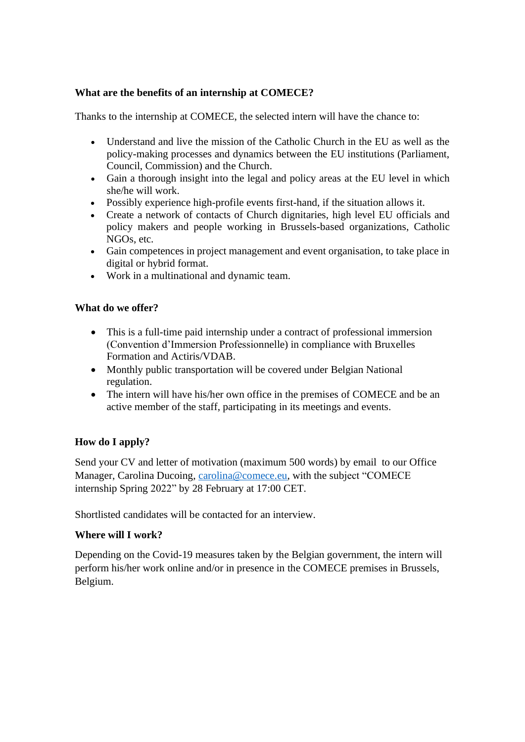**What are the benefits of an internship at COMECE?**

Thanks to the internship at COMECE, the selected intern will have the chance to:

- Understand and live the mission of the Catholic Church in the EU as well as the policy-making processes and dynamics between the EU institutions (Parliament, Council, Commission) and the Church.
- Gain a thorough insight into the legal and policy areas at the EU level in which she/he will work.
- Possibly experience high-profile events first-hand, if the situation allows it.
- Create a network of contacts of Church dignitaries, high level EU officials and policy makers and people working in Brussels-based organizations, Catholic NGOs, etc.
- Gain competences in project management and event organisation, to take place in digital or hybrid format.
- Work in a multinational and dynamic team.

**What do we offer?**

- This is a full-time paid internship under a contract of professional immersion (Convention d'Immersion Professionnelle) in compliance with Bruxelles Formation and Actiris/VDAB.
- Monthly public transportation will be covered under Belgian National regulation.
- The intern will have his/her own office in the premises of COMECE and be an active member of the staff, participating in its meetings and events.

**How do I apply?**

Send your CV and letter of motivation (maximum 500 words) by email to our Office Manager, Carolina Ducoing, carolina@comece.eu, with the subject "COMECE internship Spring 2022" by 28 February at 17:00 CET.

Shortlisted candidates will be contacted for an interview.

**Where will I work?**

Depending on the Covid-19 measures taken by the Belgian government, the intern will perform his/her work online and/or in presence in the COMECE premises in Brussels, Belgium.